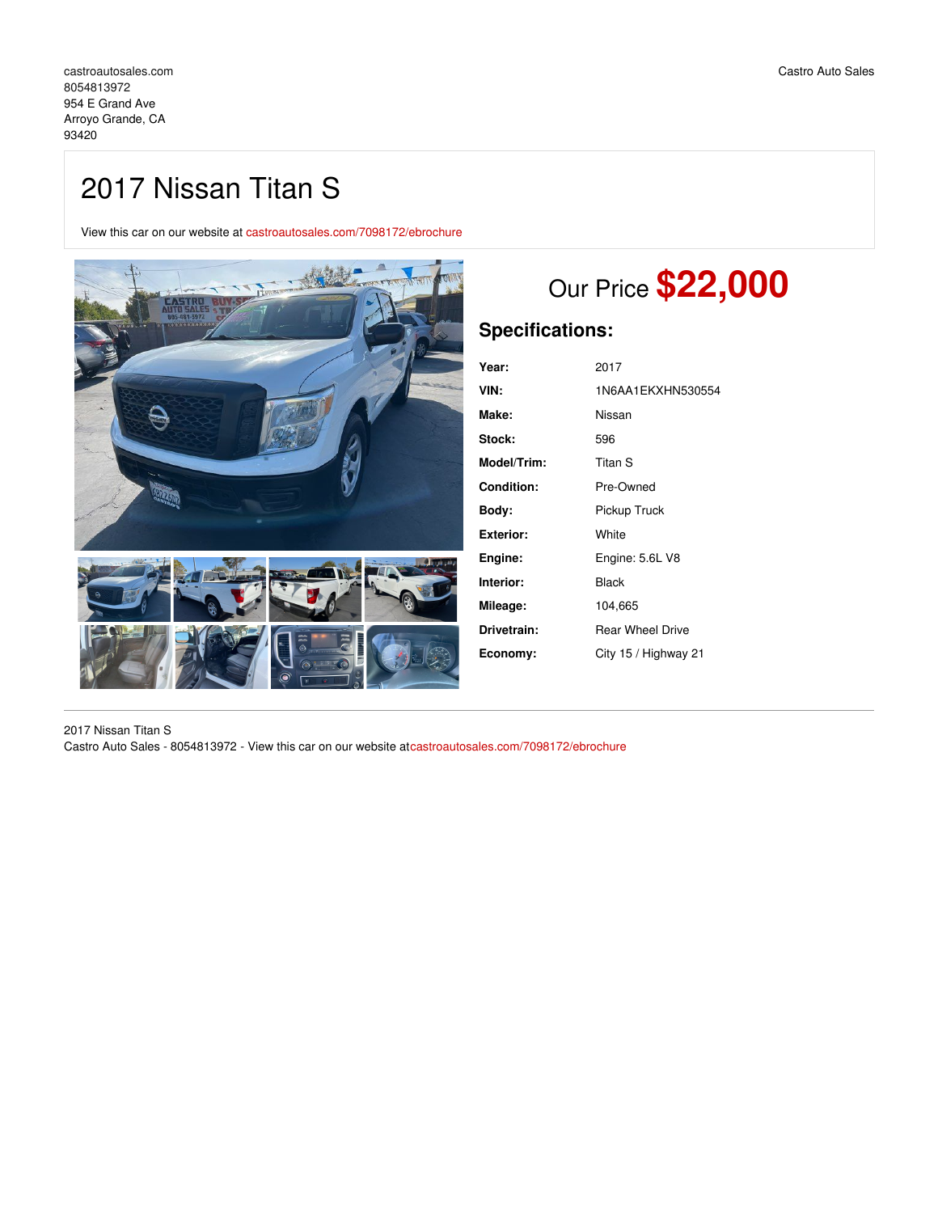castroautosales.com
8054813972
954 E Grand Ave
Arroyo Grande, CA
93420

Castro Auto Sales

# 2017 Nissan Titan S

View this car on our website at castroautosales.com/7098172/ebrochure

Our Price **$22,000**

## Specifications:

| | |
|---|---|
| **Year:** | 2017 |
| **VIN:** | 1N6AA1EKXHN530554 |
| **Make:** | Nissan |
| **Stock:** | 596 |
| **Model/Trim:** | Titan S |
| **Condition:** | Pre-Owned |
| **Body:** | Pickup Truck |
| **Exterior:** | White |
| **Engine:** | Engine: 5.6L V8 |
| **Interior:** | Black |
| **Mileage:** | 104,665 |
| **Drivetrain:** | Rear Wheel Drive |
| **Economy:** | City 15 / Highway 21 |

2017 Nissan Titan S
Castro Auto Sales - 8054813972 - View this car on our website atcastroautosales.com/7098172/ebrochure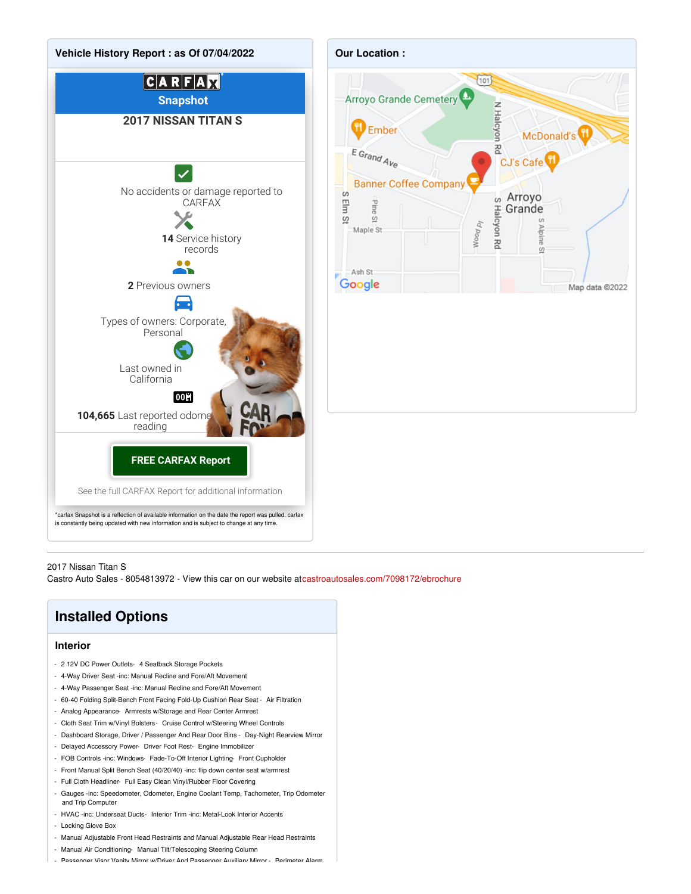## Vehicle History Report : as Of 07/04/2022

**CARFAX Snapshot**

**2017 NISSAN TITAN S**

No accidents or damage reported to CARFAX

**14** Service history records

**2** Previous owners

Types of owners: Corporate, Personal

Last owned in California

**104,665** Last reported odometer reading

**FREE CARFAX Report**

See the full CARFAX Report for additional information

*carfax Snapshot is a reflection of available information on the date the report was pulled. carfax is constantly being updated with new information and is subject to change at any time.

## Our Location :

2017 Nissan Titan S
Castro Auto Sales - 8054813972 - View this car on our website atcastroautosales.com/7098172/ebrochure

# Installed Options

### Interior

- 2 12V DC Power Outlets- 4 Seatback Storage Pockets
- 4-Way Driver Seat -inc: Manual Recline and Fore/Aft Movement
- 4-Way Passenger Seat -inc: Manual Recline and Fore/Aft Movement
- 60-40 Folding Split-Bench Front Facing Fold-Up Cushion Rear Seat - Air Filtration
- Analog Appearance- Armrests w/Storage and Rear Center Armrest
- Cloth Seat Trim w/Vinyl Bolsters - Cruise Control w/Steering Wheel Controls
- Dashboard Storage, Driver / Passenger And Rear Door Bins - Day-Night Rearview Mirror
- Delayed Accessory Power- Driver Foot Rest- Engine Immobilizer
- FOB Controls -inc: Windows- Fade-To-Off Interior Lighting- Front Cupholder
- Front Manual Split Bench Seat (40/20/40) -inc: flip down center seat w/armrest
- Full Cloth Headliner- Full Easy Clean Vinyl/Rubber Floor Covering
- Gauges -inc: Speedometer, Odometer, Engine Coolant Temp, Tachometer, Trip Odometer and Trip Computer
- HVAC -inc: Underseat Ducts- Interior Trim -inc: Metal-Look Interior Accents
- Locking Glove Box
- Manual Adjustable Front Head Restraints and Manual Adjustable Rear Head Restraints
- Manual Air Conditioning- Manual Tilt/Telescoping Steering Column
- Passenger Visor Vanity Mirror w/Driver And Passenger Auxiliary Mirror - Perimeter Alarm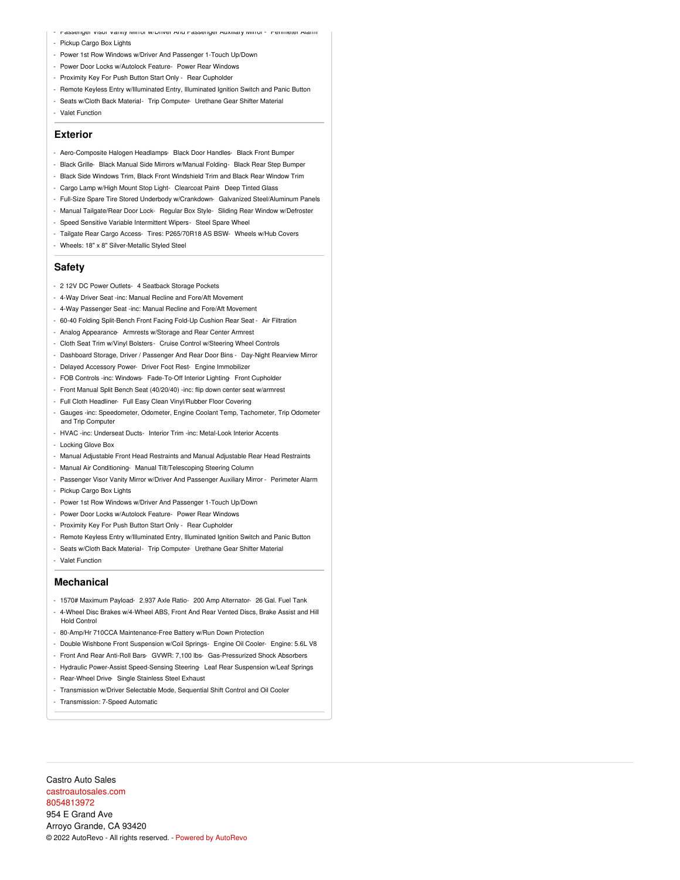- Passenger Visor Vanity Mirror w/Driver And Passenger Auxiliary Mirror - Perimeter Alarm
- Pickup Cargo Box Lights
- Power 1st Row Windows w/Driver And Passenger 1-Touch Up/Down
- Power Door Locks w/Autolock Feature- Power Rear Windows
- Proximity Key For Push Button Start Only - Rear Cupholder
- Remote Keyless Entry w/Illuminated Entry, Illuminated Ignition Switch and Panic Button
- Seats w/Cloth Back Material- Trip Computer- Urethane Gear Shifter Material
- Valet Function

## Exterior

- Aero-Composite Halogen Headlamps- Black Door Handles- Black Front Bumper
- Black Grille- Black Manual Side Mirrors w/Manual Folding- Black Rear Step Bumper
- Black Side Windows Trim, Black Front Windshield Trim and Black Rear Window Trim
- Cargo Lamp w/High Mount Stop Light- Clearcoat Paint- Deep Tinted Glass
- Full-Size Spare Tire Stored Underbody w/Crankdown- Galvanized Steel/Aluminum Panels
- Manual Tailgate/Rear Door Lock- Regular Box Style- Sliding Rear Window w/Defroster
- Speed Sensitive Variable Intermittent Wipers- Steel Spare Wheel
- Tailgate Rear Cargo Access- Tires: P265/70R18 AS BSW- Wheels w/Hub Covers
- Wheels: 18" x 8" Silver-Metallic Styled Steel

## Safety

- 2 12V DC Power Outlets- 4 Seatback Storage Pockets
- 4-Way Driver Seat -inc: Manual Recline and Fore/Aft Movement
- 4-Way Passenger Seat -inc: Manual Recline and Fore/Aft Movement
- 60-40 Folding Split-Bench Front Facing Fold-Up Cushion Rear Seat - Air Filtration
- Analog Appearance- Armrests w/Storage and Rear Center Armrest
- Cloth Seat Trim w/Vinyl Bolsters- Cruise Control w/Steering Wheel Controls
- Dashboard Storage, Driver / Passenger And Rear Door Bins - Day-Night Rearview Mirror
- Delayed Accessory Power- Driver Foot Rest- Engine Immobilizer
- FOB Controls -inc: Windows- Fade-To-Off Interior Lighting- Front Cupholder
- Front Manual Split Bench Seat (40/20/40) -inc: flip down center seat w/armrest
- Full Cloth Headliner- Full Easy Clean Vinyl/Rubber Floor Covering
- Gauges -inc: Speedometer, Odometer, Engine Coolant Temp, Tachometer, Trip Odometer and Trip Computer
- HVAC -inc: Underseat Ducts- Interior Trim -inc: Metal-Look Interior Accents
- Locking Glove Box
- Manual Adjustable Front Head Restraints and Manual Adjustable Rear Head Restraints
- Manual Air Conditioning- Manual Tilt/Telescoping Steering Column
- Passenger Visor Vanity Mirror w/Driver And Passenger Auxiliary Mirror - Perimeter Alarm
- Pickup Cargo Box Lights
- Power 1st Row Windows w/Driver And Passenger 1-Touch Up/Down
- Power Door Locks w/Autolock Feature- Power Rear Windows
- Proximity Key For Push Button Start Only - Rear Cupholder
- Remote Keyless Entry w/Illuminated Entry, Illuminated Ignition Switch and Panic Button
- Seats w/Cloth Back Material- Trip Computer- Urethane Gear Shifter Material
- Valet Function

## Mechanical

- 1570# Maximum Payload- 2.937 Axle Ratio- 200 Amp Alternator- 26 Gal. Fuel Tank
- 4-Wheel Disc Brakes w/4-Wheel ABS, Front And Rear Vented Discs, Brake Assist and Hill Hold Control
- 80-Amp/Hr 710CCA Maintenance-Free Battery w/Run Down Protection
- Double Wishbone Front Suspension w/Coil Springs- Engine Oil Cooler- Engine: 5.6L V8
- Front And Rear Anti-Roll Bars- GVWR: 7,100 lbs- Gas-Pressurized Shock Absorbers
- Hydraulic Power-Assist Speed-Sensing Steering- Leaf Rear Suspension w/Leaf Springs
- Rear-Wheel Drive- Single Stainless Steel Exhaust
- Transmission w/Driver Selectable Mode, Sequential Shift Control and Oil Cooler
- Transmission: 7-Speed Automatic

Castro Auto Sales
castroautosales.com
8054813972
954 E Grand Ave
Arroyo Grande, CA 93420
© 2022 AutoRevo - All rights reserved. - Powered by AutoRevo